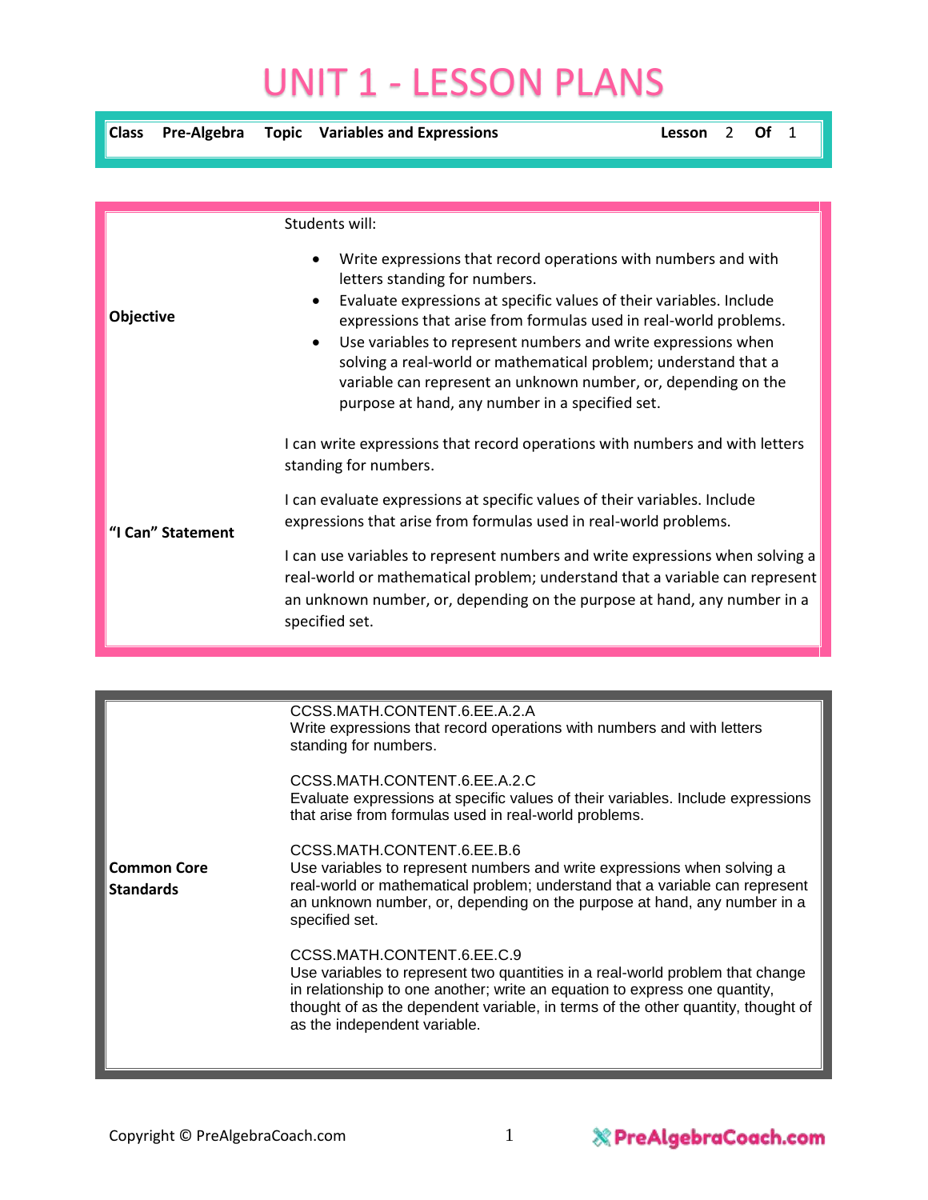# UNIT 1 - LESSON PLANS

| Class | Pre-Algebra | Topic | Variables and Expressions | Lesson | 2 | Of | 1 |
|---|---|---|---|---|---|---|---|

| | |
|---|---|
| **Objective** | Students will:<br>• Write expressions that record operations with numbers and with letters standing for numbers.<br>• Evaluate expressions at specific values of their variables. Include expressions that arise from formulas used in real-world problems.<br>• Use variables to represent numbers and write expressions when solving a real-world or mathematical problem; understand that a variable can represent an unknown number, or, depending on the purpose at hand, any number in a specified set. |
| **"I Can" Statement** | I can write expressions that record operations with numbers and with letters standing for numbers.<br><br>I can evaluate expressions at specific values of their variables. Include expressions that arise from formulas used in real-world problems.<br><br>I can use variables to represent numbers and write expressions when solving a real-world or mathematical problem; understand that a variable can represent an unknown number, or, depending on the purpose at hand, any number in a specified set. |

| | |
|---|---|
| **Common Core Standards** | CCSS.MATH.CONTENT.6.EE.A.2.A<br>Write expressions that record operations with numbers and with letters standing for numbers.<br><br>CCSS.MATH.CONTENT.6.EE.A.2.C<br>Evaluate expressions at specific values of their variables. Include expressions that arise from formulas used in real-world problems.<br><br>CCSS.MATH.CONTENT.6.EE.B.6<br>Use variables to represent numbers and write expressions when solving a real-world or mathematical problem; understand that a variable can represent an unknown number, or, depending on the purpose at hand, any number in a specified set.<br><br>CCSS.MATH.CONTENT.6.EE.C.9<br>Use variables to represent two quantities in a real-world problem that change in relationship to one another; write an equation to express one quantity, thought of as the dependent variable, in terms of the other quantity, thought of as the independent variable. |

Copyright © PreAlgebraCoach.com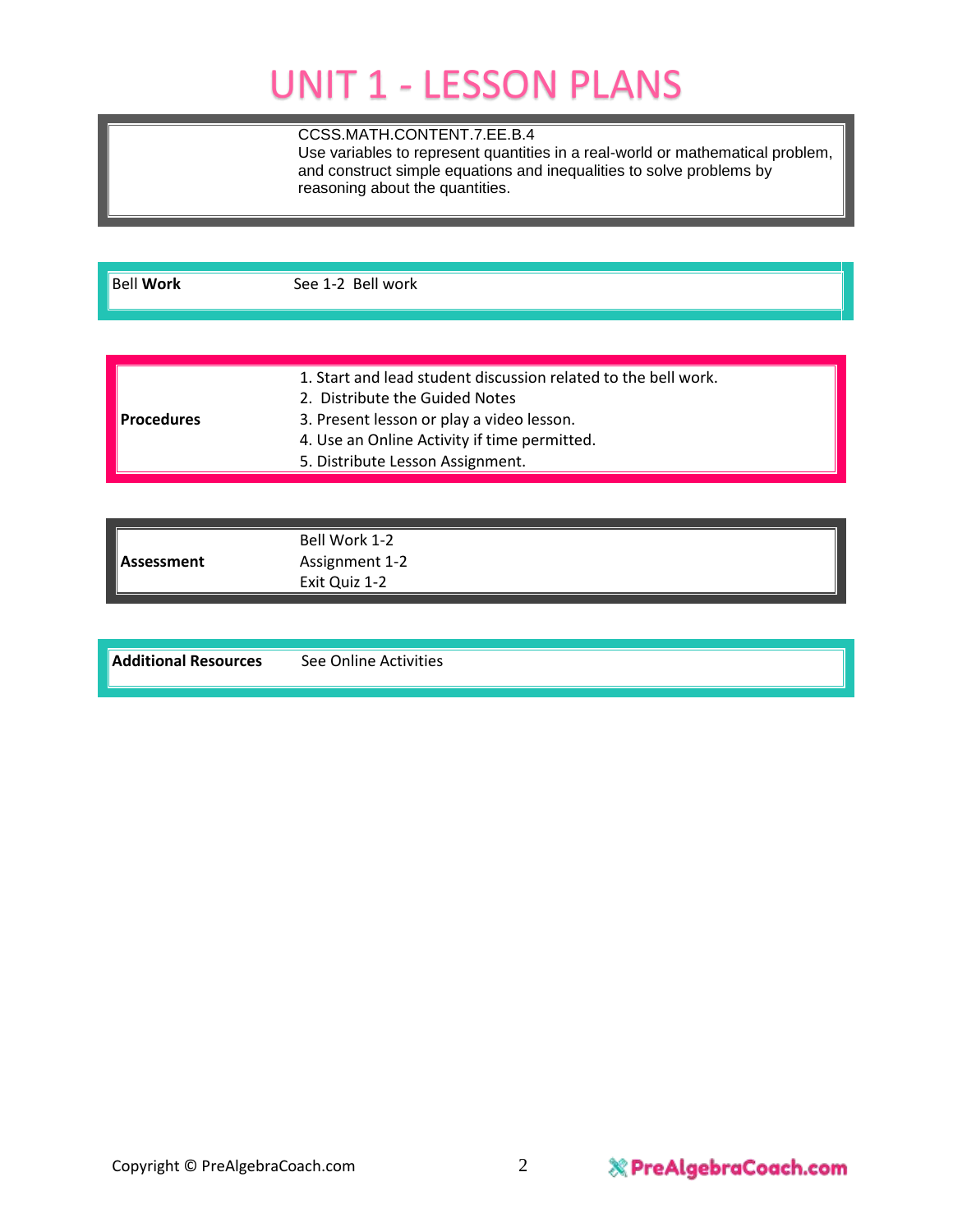# UNIT 1 - LESSON PLANS

| | |
|---|---|
| | CCSS.MATH.CONTENT.7.EE.B.4<br>Use variables to represent quantities in a real-world or mathematical problem, and construct simple equations and inequalities to solve problems by reasoning about the quantities. |

| | |
|---|---|
| Bell **Work** | See 1-2 Bell work |

| | |
|---|---|
| **Procedures** | 1. Start and lead student discussion related to the bell work.<br>2. Distribute the Guided Notes<br>3. Present lesson or play a video lesson.<br>4. Use an Online Activity if time permitted.<br>5. Distribute Lesson Assignment. |

| | |
|---|---|
| **Assessment** | Bell Work 1-2<br>Assignment 1-2<br>Exit Quiz 1-2 |

| | |
|---|---|
| **Additional Resources** | See Online Activities |

Copyright © PreAlgebraCoach.com